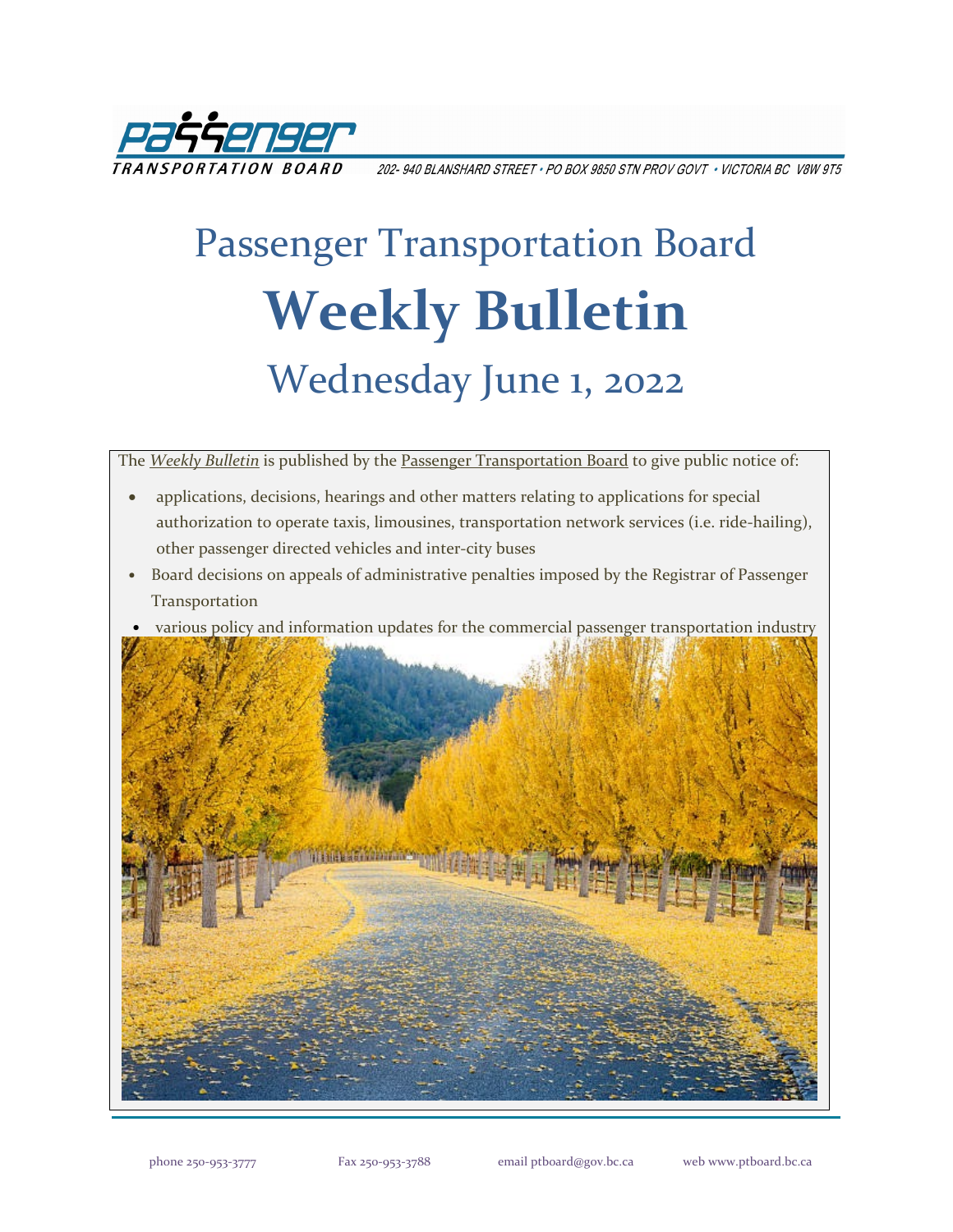**Passenger TRANSPORTATION BOARD** 202- 940 BLANSHARD STREET • PO BOX 9850 STN PROV GOVT • VICTORIA BC V8W 9T5

# Passenger Transportation Board

# **Weekly Bulletin**

## Wednesday June 1, 2022

The *Weekly Bulletin* is published by the Passenger Transportation Board to give public notice of:

- applications, decisions, hearings and other matters relating to applications for special authorization to operate taxis, limousines, transportation network services (i.e. ride-hailing), other passenger directed vehicles and inter-city buses
- Board decisions on appeals of administrative penalties imposed by the Registrar of Passenger Transportation
- various policy and information updates for the commercial passenger transportation industry

phone 250-953-3777 Fax 250-953-3788 email ptboard@gov.bc.ca web www.ptboard.bc.ca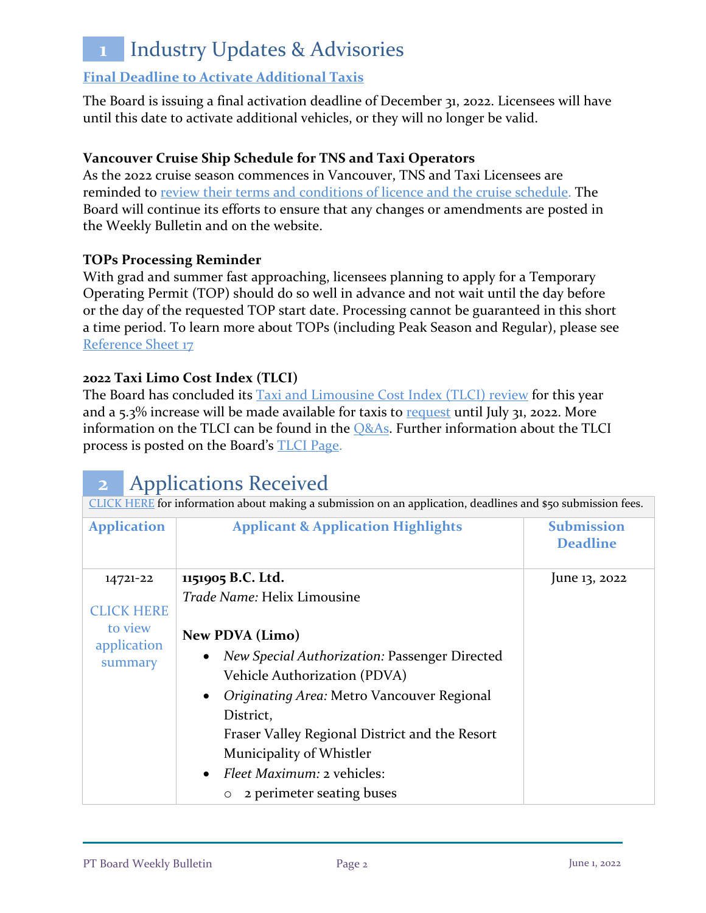# 1 Industry Updates & Advisories

**Final Deadline to Activate Additional Taxis**

The Board is issuing a final activation deadline of December 31, 2022. Licensees will have until this date to activate additional vehicles, or they will no longer be valid.

**Vancouver Cruise Ship Schedule for TNS and Taxi Operators**

As the 2022 cruise season commences in Vancouver, TNS and Taxi Licensees are reminded to review their terms and conditions of licence and the cruise schedule. The Board will continue its efforts to ensure that any changes or amendments are posted in the Weekly Bulletin and on the website.

**TOPs Processing Reminder**

With grad and summer fast approaching, licensees planning to apply for a Temporary Operating Permit (TOP) should do so well in advance and not wait until the day before or the day of the requested TOP start date. Processing cannot be guaranteed in this short a time period. To learn more about TOPs (including Peak Season and Regular), please see Reference Sheet 17

**2022 Taxi Limo Cost Index (TLCI)**

The Board has concluded its Taxi and Limousine Cost Index (TLCI) review for this year and a 5.3% increase will be made available for taxis to request until July 31, 2022. More information on the TLCI can be found in the Q&As. Further information about the TLCI process is posted on the Board's TLCI Page.

# 2 Applications Received

CLICK HERE for information about making a submission on an application, deadlines and $50 submission fees.

| Application | Applicant & Application Highlights | Submission Deadline |
|---|---|---|
| 14721-22<br><br>CLICK HERE to view application summary | **1151905 B.C. Ltd.**<br>*Trade Name:* Helix Limousine<br><br>**New PDVA (Limo)**<br>• *New Special Authorization:* Passenger Directed Vehicle Authorization (PDVA)<br>• *Originating Area:* Metro Vancouver Regional District, Fraser Valley Regional District and the Resort Municipality of Whistler<br>• *Fleet Maximum:* 2 vehicles:<br>  ○ 2 perimeter seating buses | June 13, 2022 |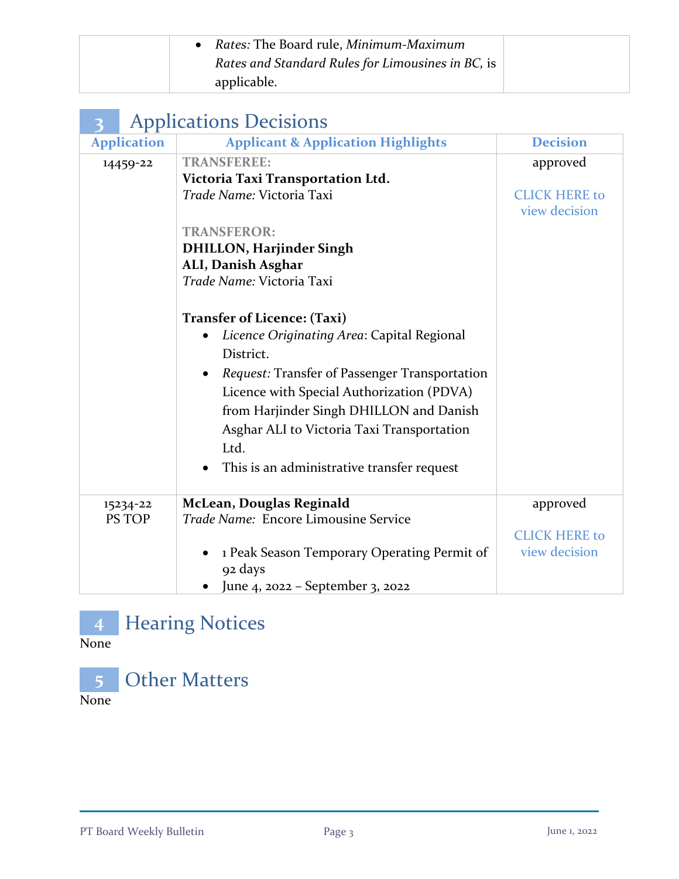| | | |
|---|---|---|
| | • *Rates:* The Board rule, *Minimum-Maximum Rates and Standard Rules for Limousines in BC,* is applicable. | |

## 3 Applications Decisions

| Application | Applicant & Application Highlights | Decision |
|---|---|---|
| 14459-22 | **TRANSFEREE:**<br>**Victoria Taxi Transportation Ltd.**<br>*Trade Name:* Victoria Taxi<br><br>**TRANSFEROR:**<br>**DHILLON, Harjinder Singh**<br>**ALI, Danish Asghar**<br>*Trade Name:* Victoria Taxi<br><br>**Transfer of Licence: (Taxi)**<br>• *Licence Originating Area*: Capital Regional District.<br>• *Request:* Transfer of Passenger Transportation Licence with Special Authorization (PDVA) from Harjinder Singh DHILLON and Danish Asghar ALI to Victoria Taxi Transportation Ltd.<br>• This is an administrative transfer request | approved<br><br>CLICK HERE to view decision |
| 15234-22<br>PS TOP | **McLean, Douglas Reginald**<br>*Trade Name:* Encore Limousine Service<br><br>• 1 Peak Season Temporary Operating Permit of 92 days<br>• June 4, 2022 – September 3, 2022 | approved<br><br>CLICK HERE to view decision |

## 4 Hearing Notices

None

## 5 Other Matters

None